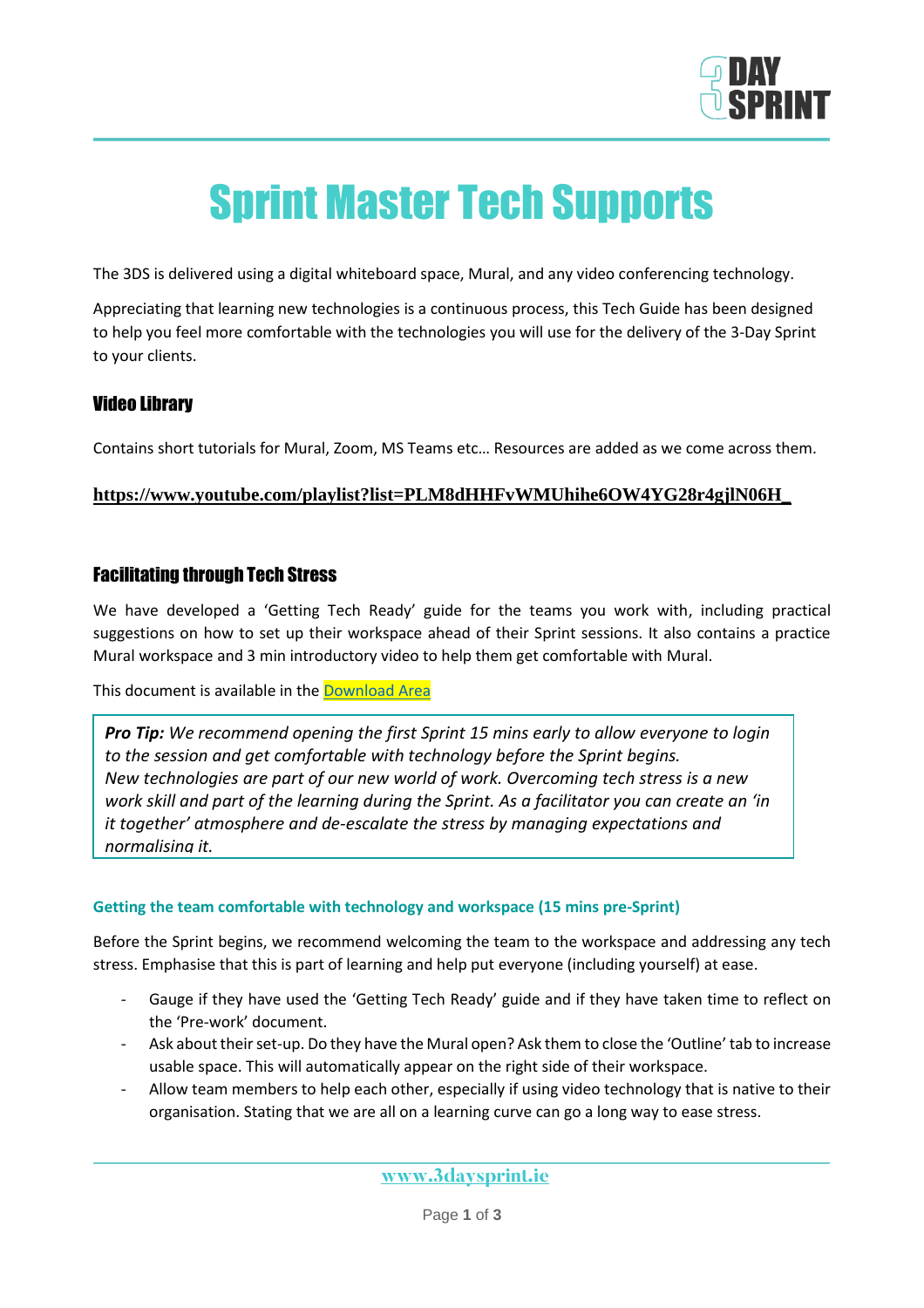# Sprint Master Tech Supports

The 3DS is delivered using a digital whiteboard space, Mural, and any video conferencing technology.

Appreciating that learning new technologies is a continuous process, this Tech Guide has been designed to help you feel more comfortable with the technologies you will use for the delivery of the 3-Day Sprint to your clients.

## Video Library

Contains short tutorials for Mural, Zoom, MS Teams etc… Resources are added as we come across them.

**https://www.youtube.com/playlist?list=PLM8dHHFvWMUhihe6OW4YG28r4gjlN06H_**

## Facilitating through Tech Stress

We have developed a 'Getting Tech Ready' guide for the teams you work with, including practical suggestions on how to set up their workspace ahead of their Sprint sessions. It also contains a practice Mural workspace and 3 min introductory video to help them get comfortable with Mural.

This document is available in the Download Area

> ***Pro Tip:*** *We recommend opening the first Sprint 15 mins early to allow everyone to login to the session and get comfortable with technology before the Sprint begins.*
> *New technologies are part of our new world of work. Overcoming tech stress is a new work skill and part of the learning during the Sprint. As a facilitator you can create an 'in it together' atmosphere and de-escalate the stress by managing expectations and normalising it.*

### Getting the team comfortable with technology and workspace (15 mins pre-Sprint)

Before the Sprint begins, we recommend welcoming the team to the workspace and addressing any tech stress. Emphasise that this is part of learning and help put everyone (including yourself) at ease.

- Gauge if they have used the 'Getting Tech Ready' guide and if they have taken time to reflect on the 'Pre-work' document.
- Ask about their set-up. Do they have the Mural open? Ask them to close the 'Outline' tab to increase usable space. This will automatically appear on the right side of their workspace.
- Allow team members to help each other, especially if using video technology that is native to their organisation. Stating that we are all on a learning curve can go a long way to ease stress.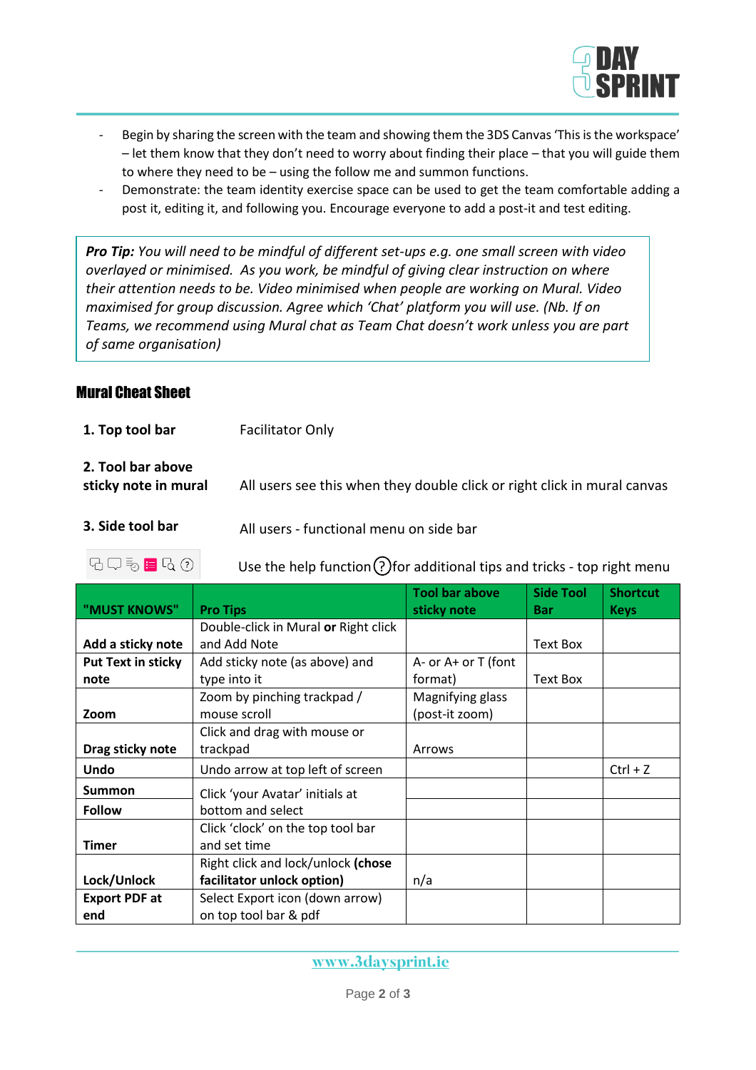- Begin by sharing the screen with the team and showing them the 3DS Canvas 'This is the workspace' – let them know that they don't need to worry about finding their place – that you will guide them to where they need to be – using the follow me and summon functions.
- Demonstrate: the team identity exercise space can be used to get the team comfortable adding a post it, editing it, and following you. Encourage everyone to add a post-it and test editing.

> ***Pro Tip:*** *You will need to be mindful of different set-ups e.g. one small screen with video overlayed or minimised. As you work, be mindful of giving clear instruction on where their attention needs to be. Video minimised when people are working on Mural. Video maximised for group discussion. Agree which 'Chat' platform you will use. (Nb. If on Teams, we recommend using Mural chat as Team Chat doesn't work unless you are part of same organisation)*

## Mural Cheat Sheet

**1. Top tool bar** — Facilitator Only

**2. Tool bar above sticky note in mural** — All users see this when they double click or right click in mural canvas

**3. Side tool bar** — All users - functional menu on side bar

Use the help function ? for additional tips and tricks - top right menu

| "MUST KNOWS" | Pro Tips | Tool bar above sticky note | Side Tool Bar | Shortcut Keys |
|---|---|---|---|---|
| **Add a sticky note** | Double-click in Mural **or** Right click and Add Note | | Text Box | |
| **Put Text in sticky note** | Add sticky note (as above) and type into it | A- or A+ or T (font format) | Text Box | |
| **Zoom** | Zoom by pinching trackpad / mouse scroll | Magnifying glass (post-it zoom) | | |
| **Drag sticky note** | Click and drag with mouse or trackpad | Arrows | | |
| **Undo** | Undo arrow at top left of screen | | | Ctrl + Z |
| **Summon** | Click 'your Avatar' initials at bottom and select | | | |
| **Follow** | | | | |
| **Timer** | Click 'clock' on the top tool bar and set time | | | |
| **Lock/Unlock** | Right click and lock/unlock **(chose facilitator unlock option)** | n/a | | |
| **Export PDF at end** | Select Export icon (down arrow) on top tool bar & pdf | | | |

www.3daysprint.ie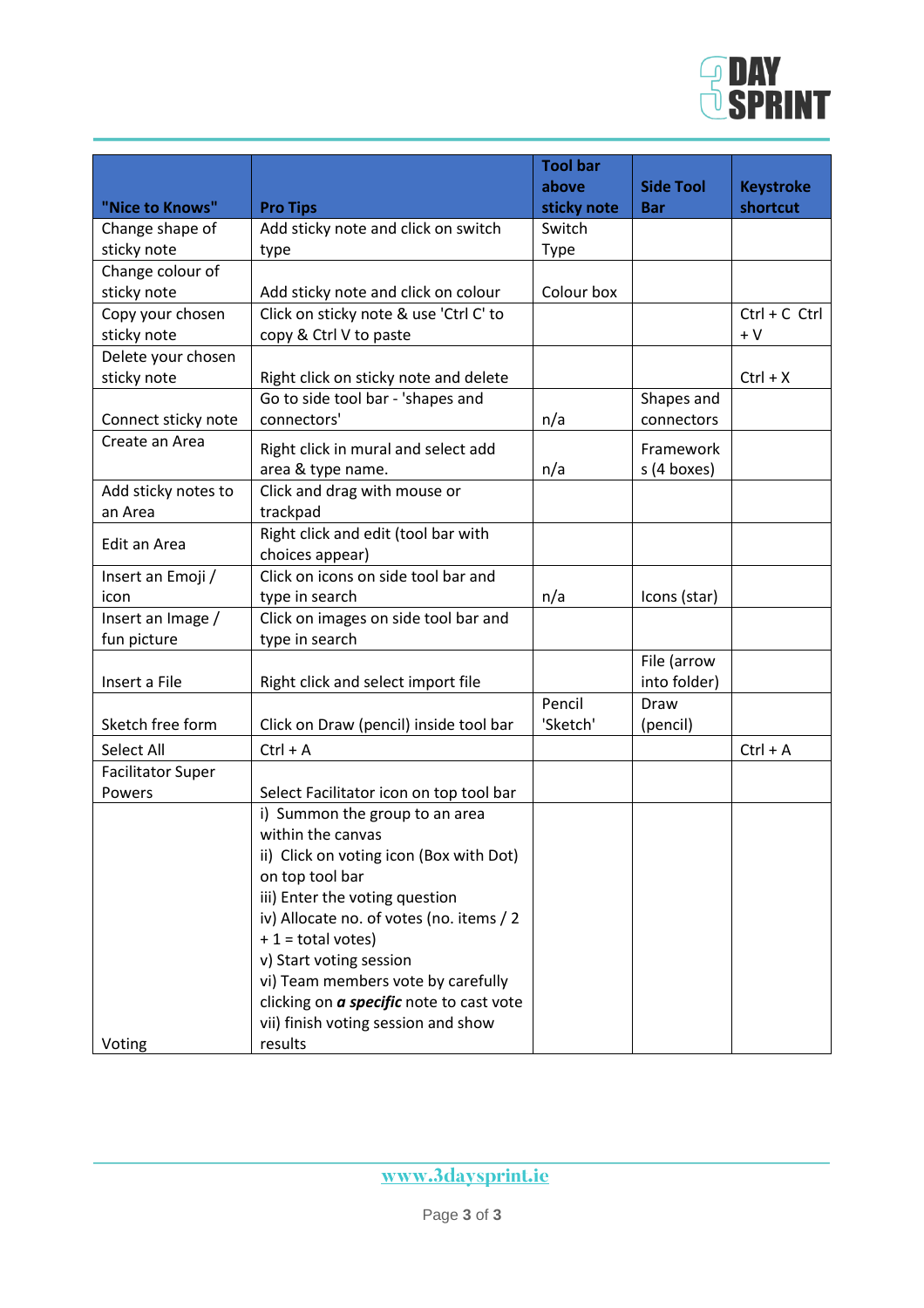| "Nice to Knows" | Pro Tips | Tool bar above sticky note | Side Tool Bar | Keystroke shortcut |
|---|---|---|---|---|
| Change shape of sticky note | Add sticky note and click on switch type | Switch Type | | |
| Change colour of sticky note | Add sticky note and click on colour | Colour box | | |
| Copy your chosen sticky note | Click on sticky note & use 'Ctrl C' to copy & Ctrl V to paste | | | Ctrl + C Ctrl + V |
| Delete your chosen sticky note | Right click on sticky note and delete | | | Ctrl + X |
| Connect sticky note | Go to side tool bar - 'shapes and connectors' | n/a | Shapes and connectors | |
| Create an Area | Right click in mural and select add area & type name. | n/a | Frameworks (4 boxes) | |
| Add sticky notes to an Area | Click and drag with mouse or trackpad | | | |
| Edit an Area | Right click and edit (tool bar with choices appear) | | | |
| Insert an Emoji / icon | Click on icons on side tool bar and type in search | n/a | Icons (star) | |
| Insert an Image / fun picture | Click on images on side tool bar and type in search | | | |
| Insert a File | Right click and select import file | | File (arrow into folder) | |
| Sketch free form | Click on Draw (pencil) inside tool bar | Pencil 'Sketch' | Draw (pencil) | |
| Select All | Ctrl + A | | | Ctrl + A |
| Facilitator Super Powers | Select Facilitator icon on top tool bar | | | |
| Voting | i) Summon the group to an area within the canvas<br>ii) Click on voting icon (Box with Dot) on top tool bar<br>iii) Enter the voting question<br>iv) Allocate no. of votes (no. items / 2 + 1 = total votes)<br>v) Start voting session<br>vi) Team members vote by carefully clicking on ***a specific*** note to cast vote<br>vii) finish voting session and show results | | | |

www.3daysprint.ie